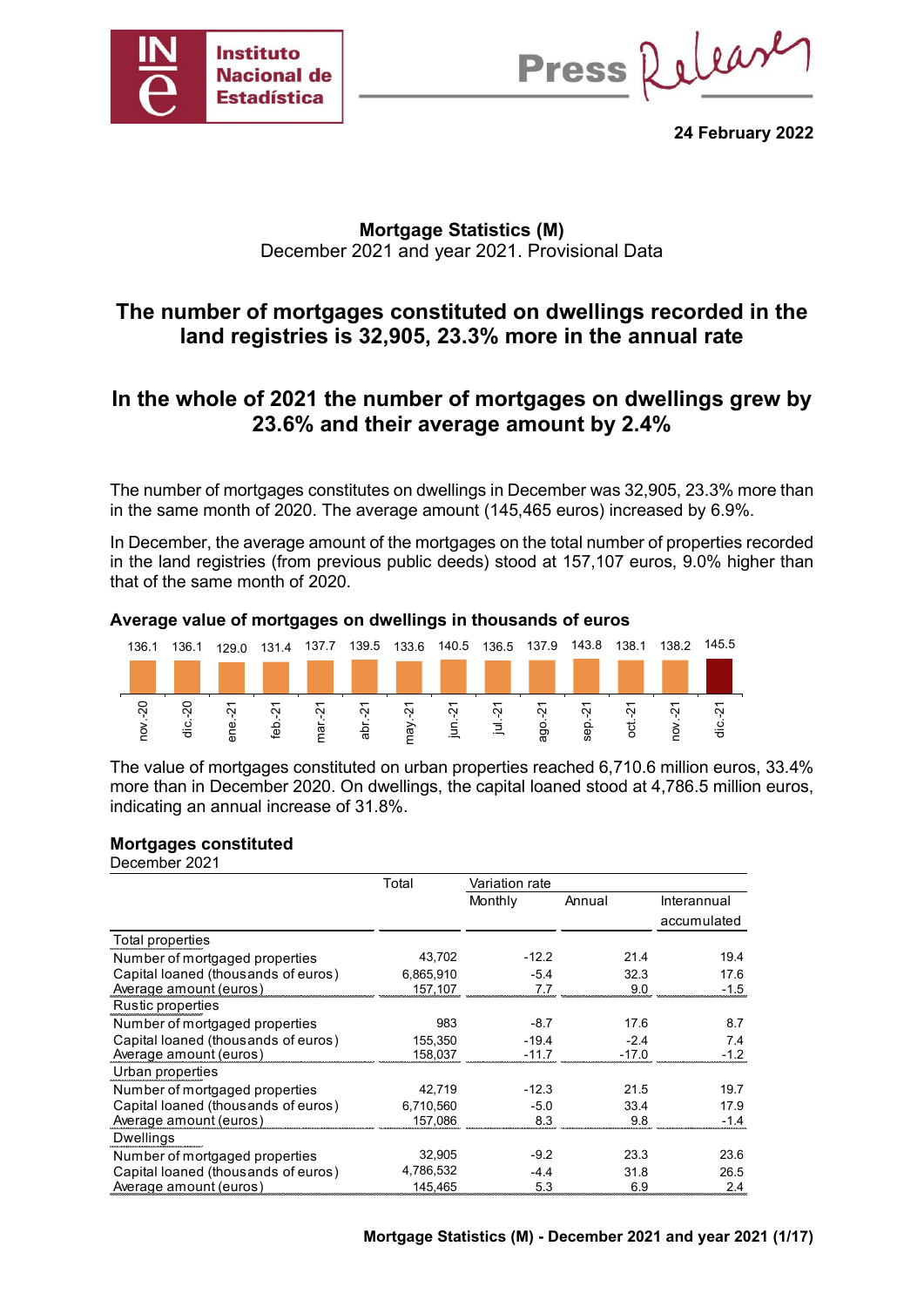24 February 2022

## Mortgage Statistics (M)

December 2021 and year 2021. Provisional Data

# The number of mortgages constituted on dwellings recorded in the land registries is 32,905, 23.3% more in the annual rate

# In the whole of 2021 the number of mortgages on dwellings grew by 23.6% and their average amount by 2.4%

The number of mortgages constitutes on dwellings in December was 32,905, 23.3% more than in the same month of 2020. The average amount (145,465 euros) increased by 6.9%.

In December, the average amount of the mortgages on the total number of properties recorded in the land registries (from previous public deeds) stood at 157,107 euros, 9.0% higher than that of the same month of 2020.

**Average value of mortgages on dwellings in thousands of euros**

| nov.-20 | dic.-20 | ene.-21 | feb.-21 | mar.-21 | abr.-21 | may.-21 | jun.-21 | jul.-21 | ago.-21 | sep.-21 | oct.-21 | nov.-21 | dic.-21 |
|---|---|---|---|---|---|---|---|---|---|---|---|---|---|
| 136.1 | 136.1 | 129.0 | 131.4 | 137.7 | 139.5 | 133.6 | 140.5 | 136.5 | 137.9 | 143.8 | 138.1 | 138.2 | 145.5 |

The value of mortgages constituted on urban properties reached 6,710.6 million euros, 33.4% more than in December 2020. On dwellings, the capital loaned stood at 4,786.5 million euros, indicating an annual increase of 31.8%.

**Mortgages constituted**

December 2021

| | Total | Variation rate | | |
|---|---|---|---|---|
| | | Monthly | Annual | Interannual accumulated |
| **Total properties** | | | | |
| Number of mortgaged properties | 43,702 | -12.2 | 21.4 | 19.4 |
| Capital loaned (thousands of euros) | 6,865,910 | -5.4 | 32.3 | 17.6 |
| Average amount (euros) | 157,107 | 7.7 | 9.0 | -1.5 |
| **Rustic properties** | | | | |
| Number of mortgaged properties | 983 | -8.7 | 17.6 | 8.7 |
| Capital loaned (thousands of euros) | 155,350 | -19.4 | -2.4 | 7.4 |
| Average amount (euros) | 158,037 | -11.7 | -17.0 | -1.2 |
| **Urban properties** | | | | |
| Number of mortgaged properties | 42,719 | -12.3 | 21.5 | 19.7 |
| Capital loaned (thousands of euros) | 6,710,560 | -5.0 | 33.4 | 17.9 |
| Average amount (euros) | 157,086 | 8.3 | 9.8 | -1.4 |
| **Dwellings** | | | | |
| Number of mortgaged properties | 32,905 | -9.2 | 23.3 | 23.6 |
| Capital loaned (thousands of euros) | 4,786,532 | -4.4 | 31.8 | 26.5 |
| Average amount (euros) | 145,465 | 5.3 | 6.9 | 2.4 |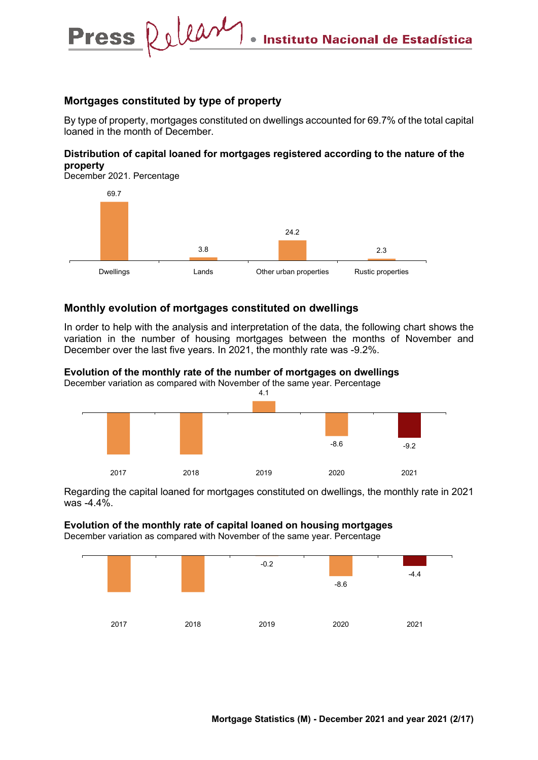## Mortgages constituted by type of property

By type of property, mortgages constituted on dwellings accounted for 69.7% of the total capital loaned in the month of December.

**Distribution of capital loaned for mortgages registered according to the nature of the property**
December 2021. Percentage

| Dwellings | Lands | Other urban properties | Rustic properties |
|---|---|---|---|
| 69.7 | 3.8 | 24.2 | 2.3 |

## Monthly evolution of mortgages constituted on dwellings

In order to help with the analysis and interpretation of the data, the following chart shows the variation in the number of housing mortgages between the months of November and December over the last five years. In 2021, the monthly rate was -9.2%.

**Evolution of the monthly rate of the number of mortgages on dwellings**
December variation as compared with November of the same year. Percentage

| 2017 | 2018 | 2019 | 2020 | 2021 |
|---|---|---|---|---|
| | | 4.1 | -8.6 | -9.2 |

Regarding the capital loaned for mortgages constituted on dwellings, the monthly rate in 2021 was -4.4%.

**Evolution of the monthly rate of capital loaned on housing mortgages**
December variation as compared with November of the same year. Percentage

| 2017 | 2018 | 2019 | 2020 | 2021 |
|---|---|---|---|---|
| | | -0.2 | -8.6 | -4.4 |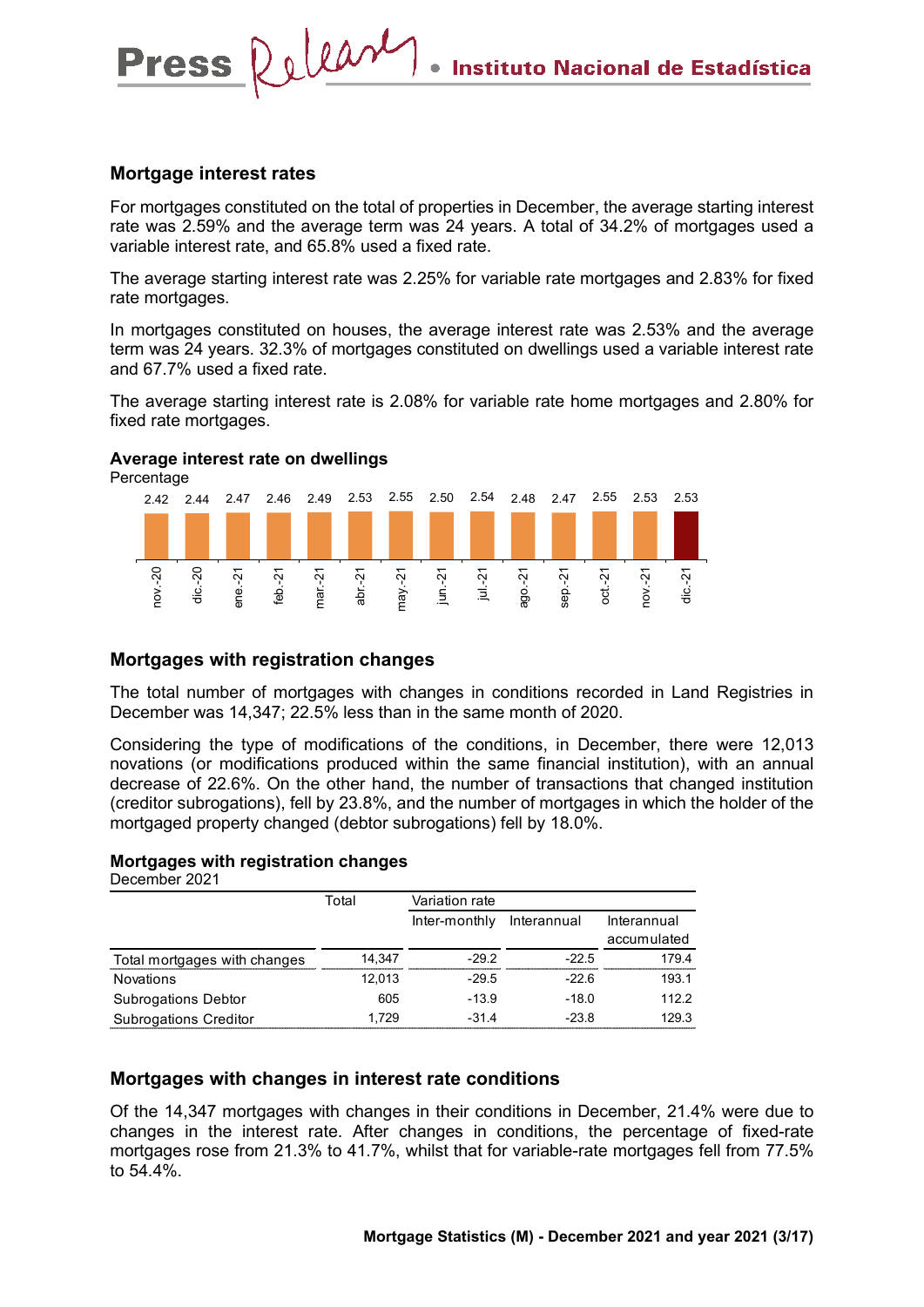## Mortgage interest rates

For mortgages constituted on the total of properties in December, the average starting interest rate was 2.59% and the average term was 24 years. A total of 34.2% of mortgages used a variable interest rate, and 65.8% used a fixed rate.

The average starting interest rate was 2.25% for variable rate mortgages and 2.83% for fixed rate mortgages.

In mortgages constituted on houses, the average interest rate was 2.53% and the average term was 24 years. 32.3% of mortgages constituted on dwellings used a variable interest rate and 67.7% used a fixed rate.

The average starting interest rate is 2.08% for variable rate home mortgages and 2.80% for fixed rate mortgages.

**Average interest rate on dwellings**

Percentage

| nov.-20 | dic.-20 | ene.-21 | feb.-21 | mar.-21 | abr.-21 | may.-21 | jun.-21 | jul.-21 | ago.-21 | sep.-21 | oct.-21 | nov.-21 | dic.-21 |
|---|---|---|---|---|---|---|---|---|---|---|---|---|---|
| 2.42 | 2.44 | 2.47 | 2.46 | 2.49 | 2.53 | 2.55 | 2.50 | 2.54 | 2.48 | 2.47 | 2.55 | 2.53 | 2.53 |

## Mortgages with registration changes

The total number of mortgages with changes in conditions recorded in Land Registries in December was 14,347; 22.5% less than in the same month of 2020.

Considering the type of modifications of the conditions, in December, there were 12,013 novations (or modifications produced within the same financial institution), with an annual decrease of 22.6%. On the other hand, the number of transactions that changed institution (creditor subrogations), fell by 23.8%, and the number of mortgages in which the holder of the mortgaged property changed (debtor subrogations) fell by 18.0%.

**Mortgages with registration changes**

December 2021

| | Total | Variation rate | | |
|---|---|---|---|---|
| | | Inter-monthly | Interannual | Interannual accumulated |
| Total mortgages with changes | 14,347 | -29.2 | -22.5 | 179.4 |
| Novations | 12,013 | -29.5 | -22.6 | 193.1 |
| Subrogations Debtor | 605 | -13.9 | -18.0 | 112.2 |
| Subrogations Creditor | 1,729 | -31.4 | -23.8 | 129.3 |

## Mortgages with changes in interest rate conditions

Of the 14,347 mortgages with changes in their conditions in December, 21.4% were due to changes in the interest rate. After changes in conditions, the percentage of fixed-rate mortgages rose from 21.3% to 41.7%, whilst that for variable-rate mortgages fell from 77.5% to 54.4%.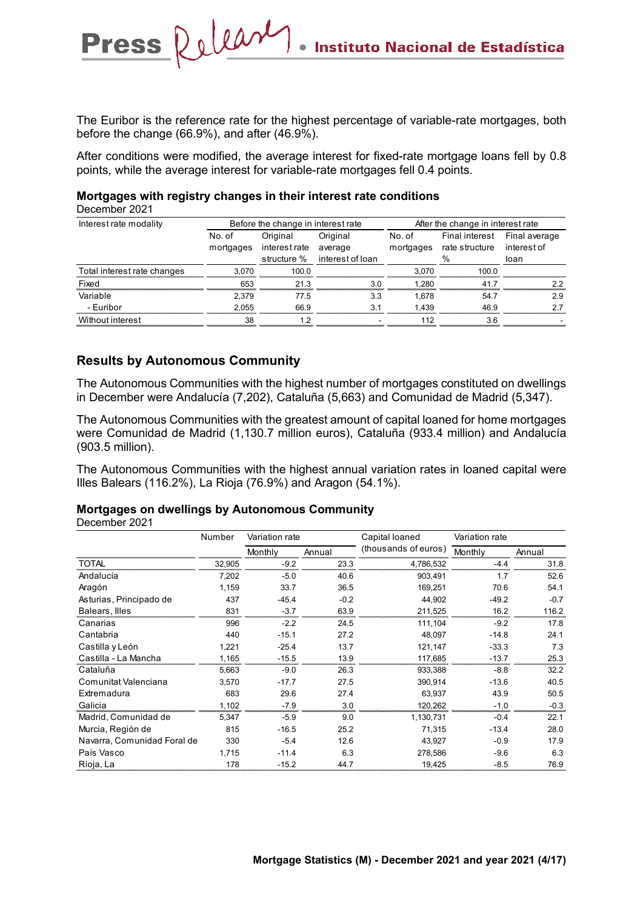The Euribor is the reference rate for the highest percentage of variable-rate mortgages, both before the change (66.9%), and after (46.9%).

After conditions were modified, the average interest for fixed-rate mortgage loans fell by 0.8 points, while the average interest for variable-rate mortgages fell 0.4 points.

**Mortgages with registry changes in their interest rate conditions**
December 2021

| Interest rate modality | Before the change in interest rate | | | After the change in interest rate | | |
|---|---|---|---|---|---|---|
| | No. of mortgages | Original interest rate structure % | Original average interest of loan | No. of mortgages | Final interest rate structure % | Final average interest of loan |
| Total interest rate changes | 3,070 | 100.0 | | 3,070 | 100.0 | |
| Fixed | 653 | 21.3 | 3.0 | 1,280 | 41.7 | 2.2 |
| Variable | 2,379 | 77.5 | 3.3 | 1,678 | 54.7 | 2.9 |
| - Euribor | 2,055 | 66.9 | 3.1 | 1,439 | 46.9 | 2.7 |
| Without interest | 38 | 1.2 | - | 112 | 3.6 | - |

## Results by Autonomous Community

The Autonomous Communities with the highest number of mortgages constituted on dwellings in December were Andalucía (7,202), Cataluña (5,663) and Comunidad de Madrid (5,347).

The Autonomous Communities with the greatest amount of capital loaned for home mortgages were Comunidad de Madrid (1,130.7 million euros), Cataluña (933.4 million) and Andalucía (903.5 million).

The Autonomous Communities with the highest annual variation rates in loaned capital were Illes Balears (116.2%), La Rioja (76.9%) and Aragon (54.1%).

**Mortgages on dwellings by Autonomous Community**
December 2021

| | Number | Variation rate | | Capital loaned (thousands of euros) | Variation rate | |
|---|---|---|---|---|---|---|
| | | Monthly | Annual | | Monthly | Annual |
| TOTAL | 32,905 | -9.2 | 23.3 | 4,786,532 | -4.4 | 31.8 |
| Andalucía | 7,202 | -5.0 | 40.6 | 903,491 | 1.7 | 52.6 |
| Aragón | 1,159 | 33.7 | 36.5 | 169,251 | 70.6 | 54.1 |
| Asturias, Principado de | 437 | -45.4 | -0.2 | 44,902 | -49.2 | -0.7 |
| Balears, Illes | 831 | -3.7 | 63.9 | 211,525 | 16.2 | 116.2 |
| Canarias | 996 | -2.2 | 24.5 | 111,104 | -9.2 | 17.8 |
| Cantabria | 440 | -15.1 | 27.2 | 48,097 | -14.8 | 24.1 |
| Castilla y León | 1,221 | -25.4 | 13.7 | 121,147 | -33.3 | 7.3 |
| Castilla - La Mancha | 1,165 | -15.5 | 13.9 | 117,685 | -13.7 | 25.3 |
| Cataluña | 5,663 | -9.0 | 26.3 | 933,388 | -8.8 | 32.2 |
| Comunitat Valenciana | 3,570 | -17.7 | 27.5 | 390,914 | -13.6 | 40.5 |
| Extremadura | 683 | 29.6 | 27.4 | 63,937 | 43.9 | 50.5 |
| Galicia | 1,102 | -7.9 | 3.0 | 120,262 | -1.0 | -0.3 |
| Madrid, Comunidad de | 5,347 | -5.9 | 9.0 | 1,130,731 | -0.4 | 22.1 |
| Murcia, Región de | 815 | -16.5 | 25.2 | 71,315 | -13.4 | 28.0 |
| Navarra, Comunidad Foral de | 330 | -5.4 | 12.6 | 43,927 | -0.9 | 17.9 |
| País Vasco | 1,715 | -11.4 | 6.3 | 278,586 | -9.6 | 6.3 |
| Rioja, La | 178 | -15.2 | 44.7 | 19,425 | -8.5 | 76.9 |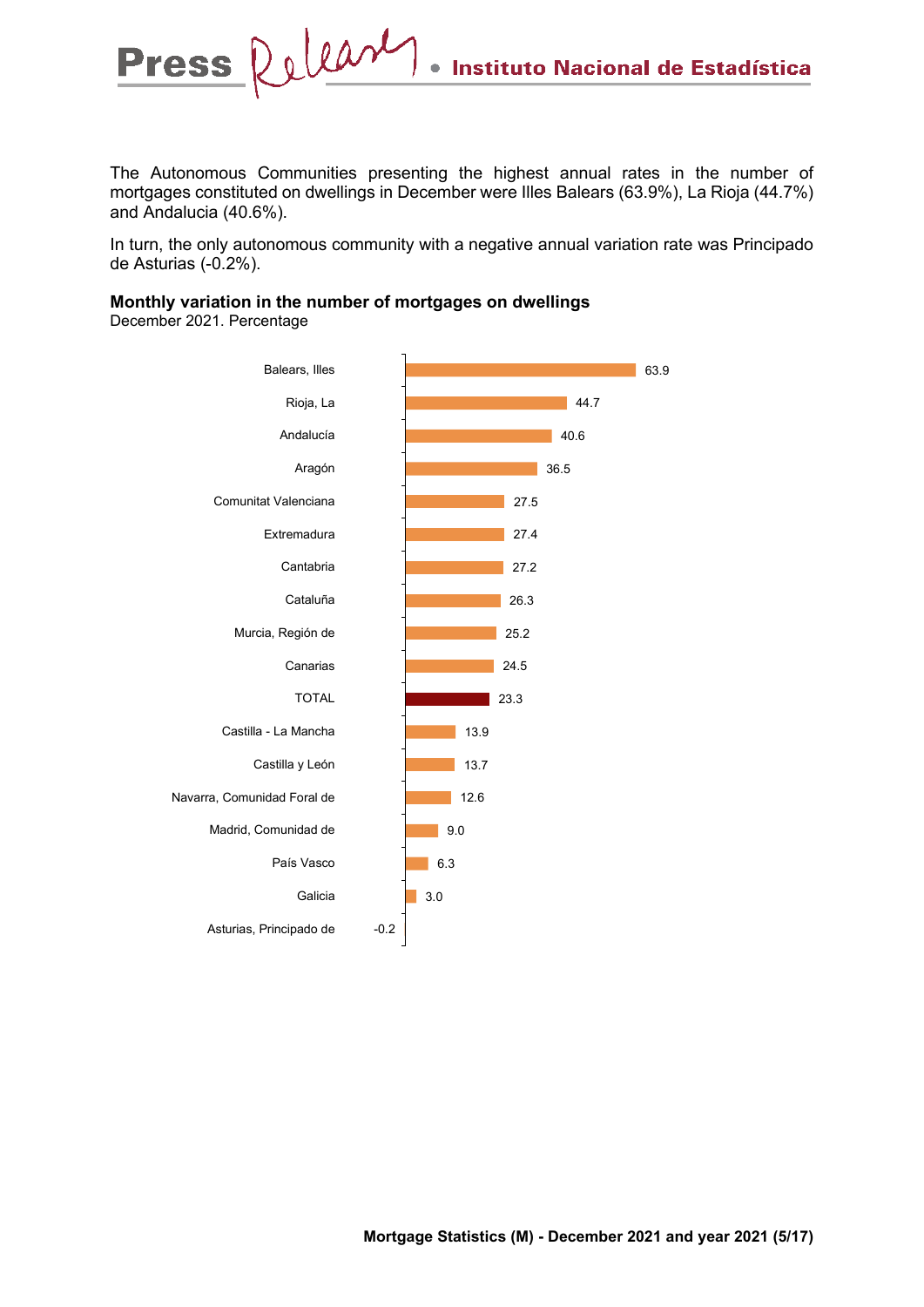The Autonomous Communities presenting the highest annual rates in the number of mortgages constituted on dwellings in December were Illes Balears (63.9%), La Rioja (44.7%) and Andalucia (40.6%).

In turn, the only autonomous community with a negative annual variation rate was Principado de Asturias (-0.2%).

**Monthly variation in the number of mortgages on dwellings**
December 2021. Percentage

| Autonomous Community | Percentage |
|---|---|
| Balears, Illes | 63.9 |
| Rioja, La | 44.7 |
| Andalucía | 40.6 |
| Aragón | 36.5 |
| Comunitat Valenciana | 27.5 |
| Extremadura | 27.4 |
| Cantabria | 27.2 |
| Cataluña | 26.3 |
| Murcia, Región de | 25.2 |
| Canarias | 24.5 |
| TOTAL | 23.3 |
| Castilla - La Mancha | 13.9 |
| Castilla y León | 13.7 |
| Navarra, Comunidad Foral de | 12.6 |
| Madrid, Comunidad de | 9.0 |
| País Vasco | 6.3 |
| Galicia | 3.0 |
| Asturias, Principado de | -0.2 |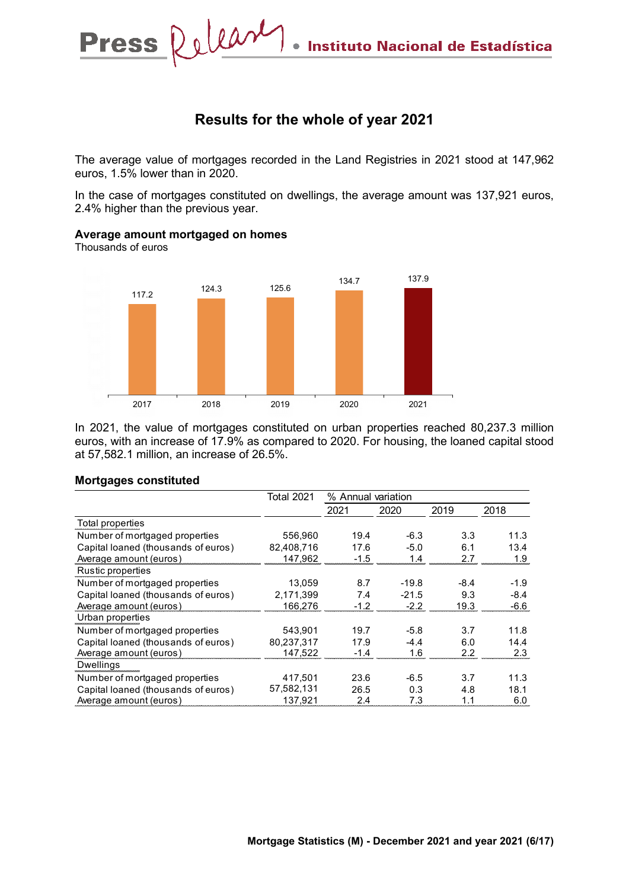## Results for the whole of year 2021

The average value of mortgages recorded in the Land Registries in 2021 stood at 147,962 euros, 1.5% lower than in 2020.

In the case of mortgages constituted on dwellings, the average amount was 137,921 euros, 2.4% higher than the previous year.

**Average amount mortgaged on homes**
Thousands of euros

| Year | Thousands of euros |
|---|---|
| 2017 | 117.2 |
| 2018 | 124.3 |
| 2019 | 125.6 |
| 2020 | 134.7 |
| 2021 | 137.9 |

In 2021, the value of mortgages constituted on urban properties reached 80,237.3 million euros, with an increase of 17.9% as compared to 2020. For housing, the loaned capital stood at 57,582.1 million, an increase of 26.5%.

**Mortgages constituted**

| | Total 2021 | % Annual variation | | | |
|---|---|---|---|---|---|
| | | 2021 | 2020 | 2019 | 2018 |
| **Total properties** | | | | | |
| Number of mortgaged properties | 556,960 | 19.4 | -6.3 | 3.3 | 11.3 |
| Capital loaned (thousands of euros) | 82,408,716 | 17.6 | -5.0 | 6.1 | 13.4 |
| Average amount (euros) | 147,962 | -1.5 | 1.4 | 2.7 | 1.9 |
| **Rustic properties** | | | | | |
| Number of mortgaged properties | 13,059 | 8.7 | -19.8 | -8.4 | -1.9 |
| Capital loaned (thousands of euros) | 2,171,399 | 7.4 | -21.5 | 9.3 | -8.4 |
| Average amount (euros) | 166,276 | -1.2 | -2.2 | 19.3 | -6.6 |
| **Urban properties** | | | | | |
| Number of mortgaged properties | 543,901 | 19.7 | -5.8 | 3.7 | 11.8 |
| Capital loaned (thousands of euros) | 80,237,317 | 17.9 | -4.4 | 6.0 | 14.4 |
| Average amount (euros) | 147,522 | -1.4 | 1.6 | 2.2 | 2.3 |
| **Dwellings** | | | | | |
| Number of mortgaged properties | 417,501 | 23.6 | -6.5 | 3.7 | 11.3 |
| Capital loaned (thousands of euros) | 57,582,131 | 26.5 | 0.3 | 4.8 | 18.1 |
| Average amount (euros) | 137,921 | 2.4 | 7.3 | 1.1 | 6.0 |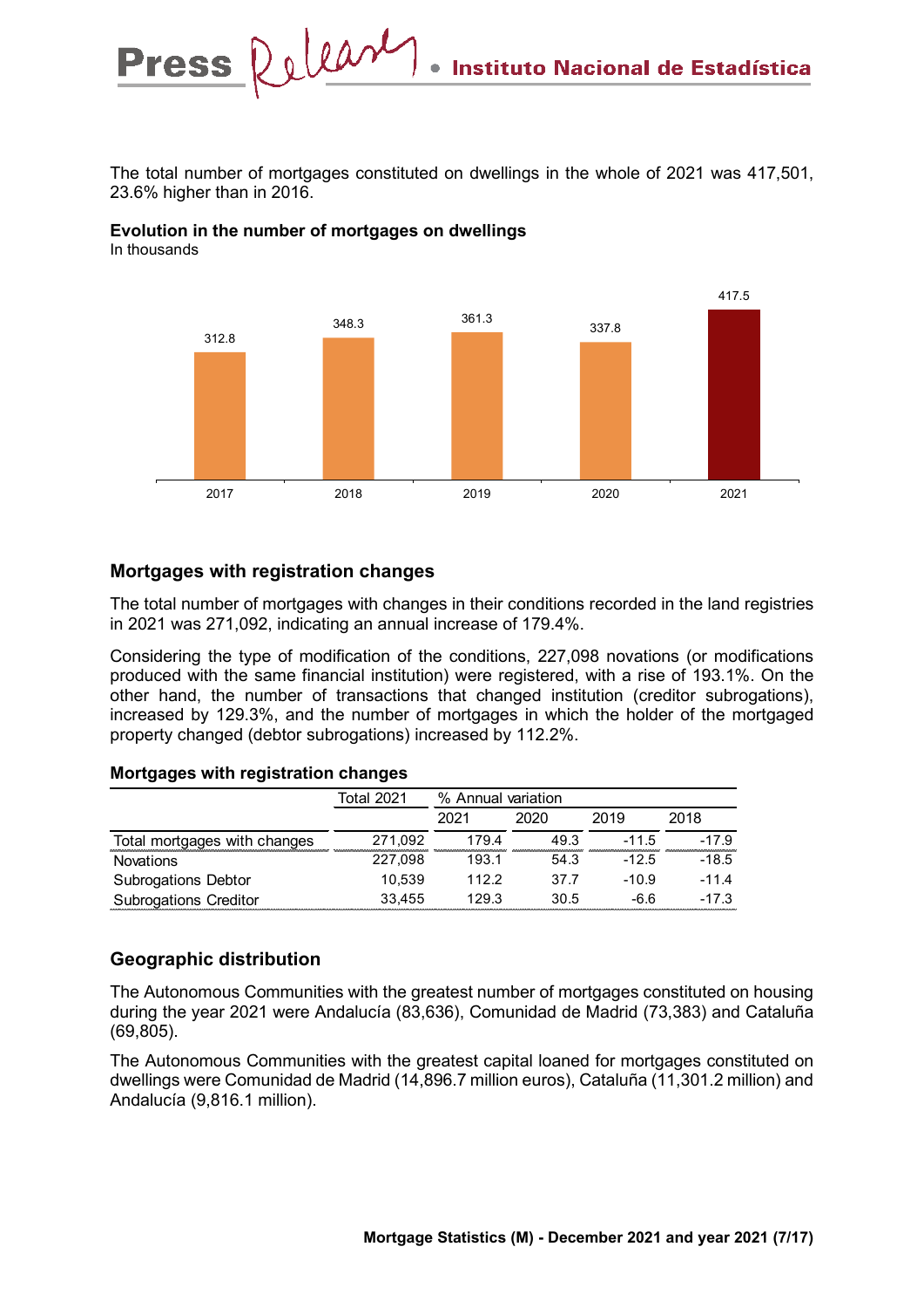The total number of mortgages constituted on dwellings in the whole of 2021 was 417,501, 23.6% higher than in 2016.

**Evolution in the number of mortgages on dwellings**
In thousands

| 2017 | 2018 | 2019 | 2020 | 2021 |
|---|---|---|---|---|
| 312.8 | 348.3 | 361.3 | 337.8 | 417.5 |

## Mortgages with registration changes

The total number of mortgages with changes in their conditions recorded in the land registries in 2021 was 271,092, indicating an annual increase of 179.4%.

Considering the type of modification of the conditions, 227,098 novations (or modifications produced with the same financial institution) were registered, with a rise of 193.1%. On the other hand, the number of transactions that changed institution (creditor subrogations), increased by 129.3%, and the number of mortgages in which the holder of the mortgaged property changed (debtor subrogations) increased by 112.2%.

**Mortgages with registration changes**

| | Total 2021 | % Annual variation | | | |
|---|---|---|---|---|---|
| | | 2021 | 2020 | 2019 | 2018 |
| Total mortgages with changes | 271,092 | 179.4 | 49.3 | -11.5 | -17.9 |
| Novations | 227,098 | 193.1 | 54.3 | -12.5 | -18.5 |
| Subrogations Debtor | 10,539 | 112.2 | 37.7 | -10.9 | -11.4 |
| Subrogations Creditor | 33,455 | 129.3 | 30.5 | -6.6 | -17.3 |

## Geographic distribution

The Autonomous Communities with the greatest number of mortgages constituted on housing during the year 2021 were Andalucía (83,636), Comunidad de Madrid (73,383) and Cataluña (69,805).

The Autonomous Communities with the greatest capital loaned for mortgages constituted on dwellings were Comunidad de Madrid (14,896.7 million euros), Cataluña (11,301.2 million) and Andalucía (9,816.1 million).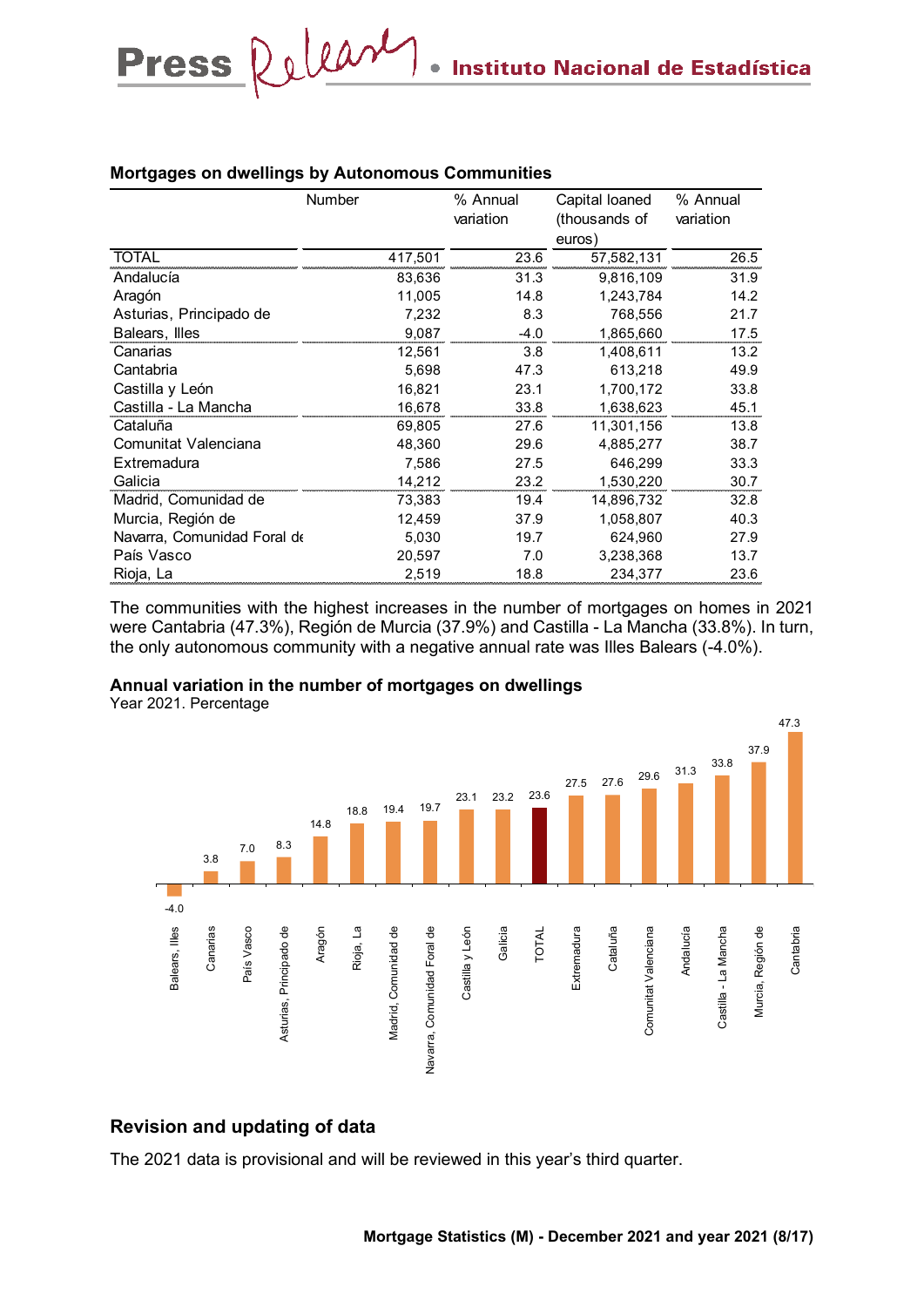**Mortgages on dwellings by Autonomous Communities**

| | Number | % Annual variation | Capital loaned (thousands of euros) | % Annual variation |
|---|---|---|---|---|
| TOTAL | 417,501 | 23.6 | 57,582,131 | 26.5 |
| Andalucía | 83,636 | 31.3 | 9,816,109 | 31.9 |
| Aragón | 11,005 | 14.8 | 1,243,784 | 14.2 |
| Asturias, Principado de | 7,232 | 8.3 | 768,556 | 21.7 |
| Balears, Illes | 9,087 | -4.0 | 1,865,660 | 17.5 |
| Canarias | 12,561 | 3.8 | 1,408,611 | 13.2 |
| Cantabria | 5,698 | 47.3 | 613,218 | 49.9 |
| Castilla y León | 16,821 | 23.1 | 1,700,172 | 33.8 |
| Castilla - La Mancha | 16,678 | 33.8 | 1,638,623 | 45.1 |
| Cataluña | 69,805 | 27.6 | 11,301,156 | 13.8 |
| Comunitat Valenciana | 48,360 | 29.6 | 4,885,277 | 38.7 |
| Extremadura | 7,586 | 27.5 | 646,299 | 33.3 |
| Galicia | 14,212 | 23.2 | 1,530,220 | 30.7 |
| Madrid, Comunidad de | 73,383 | 19.4 | 14,896,732 | 32.8 |
| Murcia, Región de | 12,459 | 37.9 | 1,058,807 | 40.3 |
| Navarra, Comunidad Foral de | 5,030 | 19.7 | 624,960 | 27.9 |
| País Vasco | 20,597 | 7.0 | 3,238,368 | 13.7 |
| Rioja, La | 2,519 | 18.8 | 234,377 | 23.6 |

The communities with the highest increases in the number of mortgages on homes in 2021 were Cantabria (47.3%), Región de Murcia (37.9%) and Castilla - La Mancha (33.8%). In turn, the only autonomous community with a negative annual rate was Illes Balears (-4.0%).

**Annual variation in the number of mortgages on dwellings**
Year 2021. Percentage

| | % |
|---|---|
| Balears, Illes | -4.0 |
| Canarias | 3.8 |
| País Vasco | 7.0 |
| Asturias, Principado de | 8.3 |
| Aragón | 14.8 |
| Rioja, La | 18.8 |
| Madrid, Comunidad de | 19.4 |
| Navarra, Comunidad Foral de | 19.7 |
| Castilla y León | 23.1 |
| Galicia | 23.2 |
| TOTAL | 23.6 |
| Extremadura | 27.5 |
| Cataluña | 27.6 |
| Comunitat Valenciana | 29.6 |
| Andalucía | 31.3 |
| Castilla - La Mancha | 33.8 |
| Murcia, Región de | 37.9 |
| Cantabria | 47.3 |

## Revision and updating of data

The 2021 data is provisional and will be reviewed in this year's third quarter.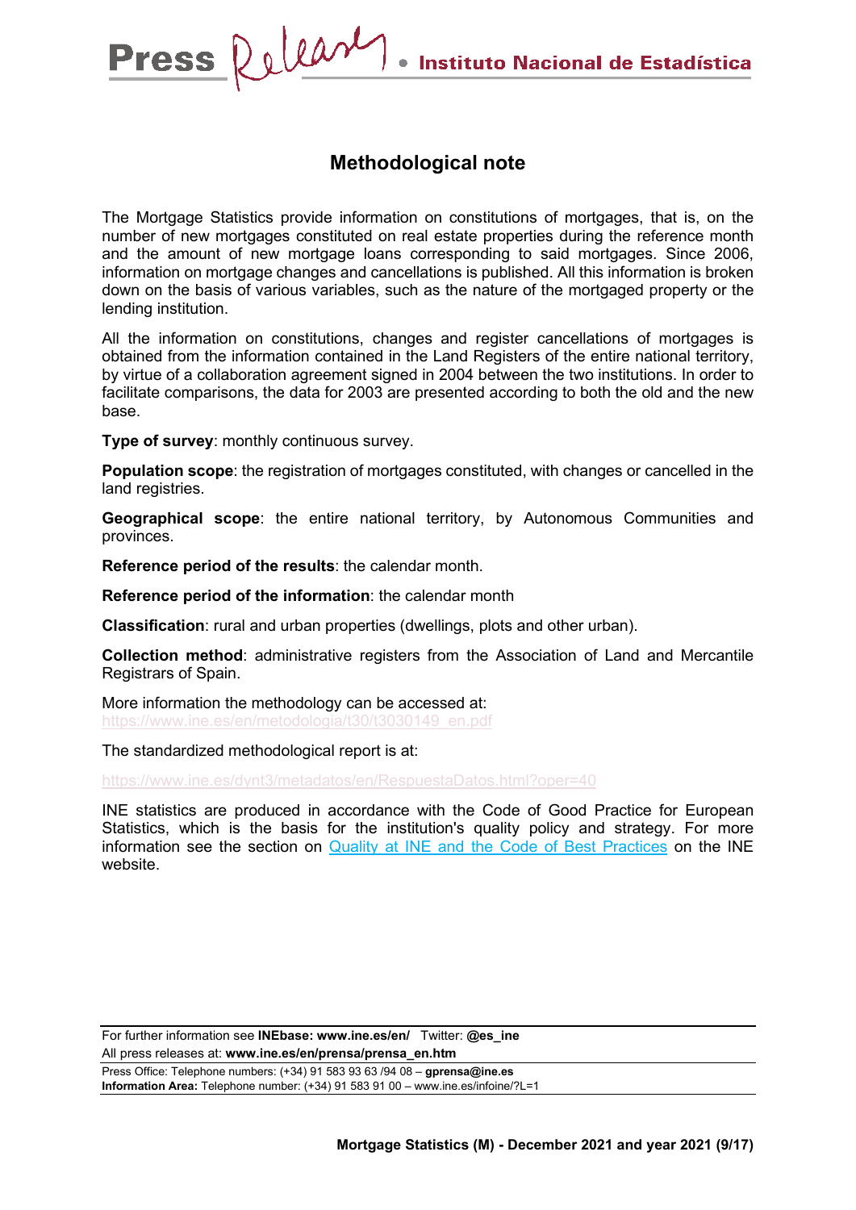# Methodological note

The Mortgage Statistics provide information on constitutions of mortgages, that is, on the number of new mortgages constituted on real estate properties during the reference month and the amount of new mortgage loans corresponding to said mortgages. Since 2006, information on mortgage changes and cancellations is published. All this information is broken down on the basis of various variables, such as the nature of the mortgaged property or the lending institution.

All the information on constitutions, changes and register cancellations of mortgages is obtained from the information contained in the Land Registers of the entire national territory, by virtue of a collaboration agreement signed in 2004 between the two institutions. In order to facilitate comparisons, the data for 2003 are presented according to both the old and the new base.

**Type of survey**: monthly continuous survey.

**Population scope**: the registration of mortgages constituted, with changes or cancelled in the land registries.

**Geographical scope**: the entire national territory, by Autonomous Communities and provinces.

**Reference period of the results**: the calendar month.

**Reference period of the information**: the calendar month

**Classification**: rural and urban properties (dwellings, plots and other urban).

**Collection method**: administrative registers from the Association of Land and Mercantile Registrars of Spain.

More information the methodology can be accessed at:
https://www.ine.es/en/metodologia/t30/t3030149_en.pdf

The standardized methodological report is at:

https://www.ine.es/dynt3/metadatos/en/RespuestaDatos.html?oper=40

INE statistics are produced in accordance with the Code of Good Practice for European Statistics, which is the basis for the institution's quality policy and strategy. For more information see the section on Quality at INE and the Code of Best Practices on the INE website.

For further information see **INEbase: www.ine.es/en/** Twitter: **@es_ine**
All press releases at: **www.ine.es/en/prensa/prensa_en.htm**

Press Office: Telephone numbers: (+34) 91 583 93 63 /94 08 – **gprensa@ine.es**
**Information Area:** Telephone number: (+34) 91 583 91 00 – www.ine.es/infoine/?L=1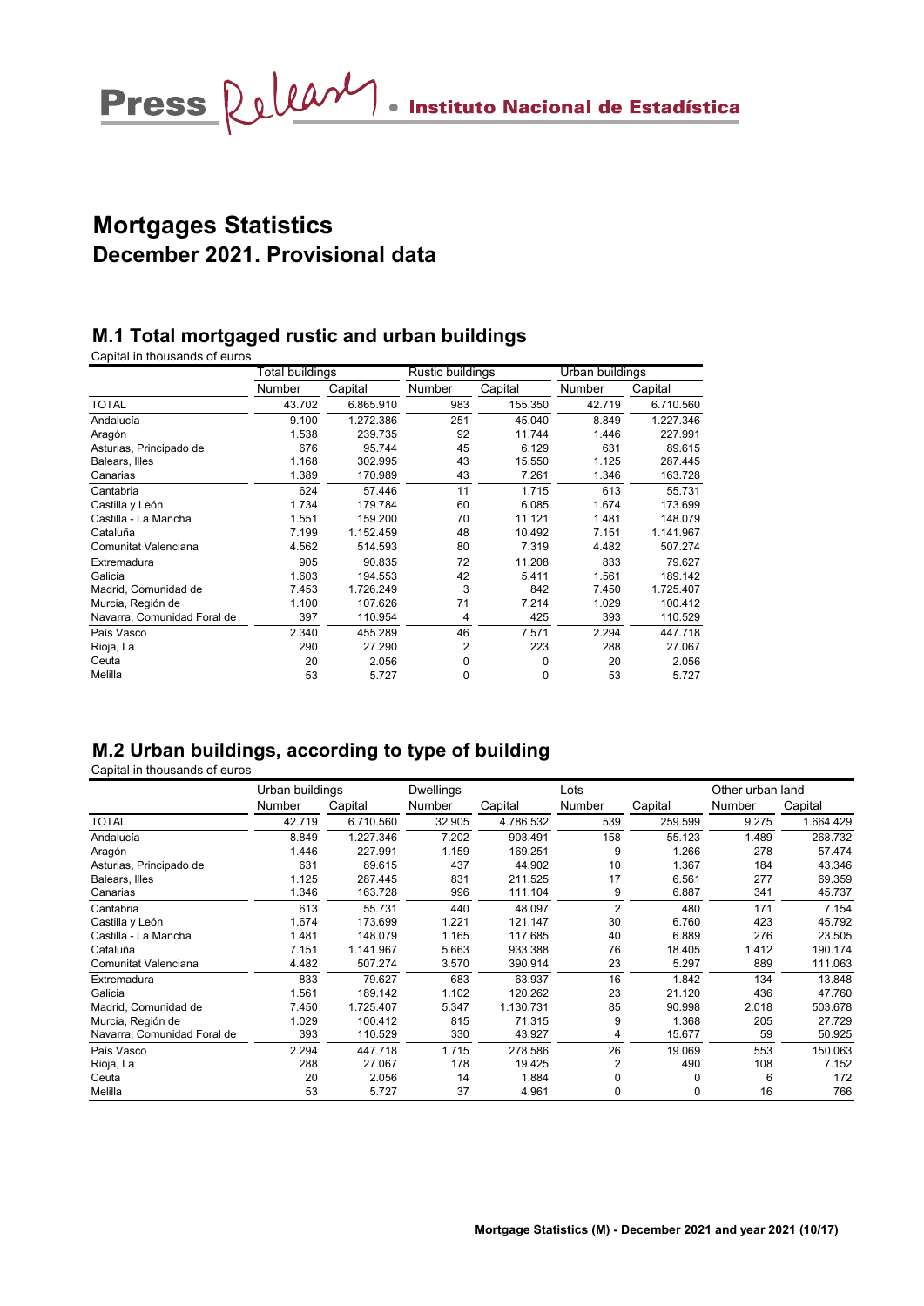# Mortgages Statistics

## December 2021. Provisional data

### M.1 Total mortgaged rustic and urban buildings

Capital in thousands of euros

| | Total buildings | | Rustic buildings | | Urban buildings | |
|---|---|---|---|---|---|---|
| | Number | Capital | Number | Capital | Number | Capital |
| TOTAL | 43.702 | 6.865.910 | 983 | 155.350 | 42.719 | 6.710.560 |
| Andalucía | 9.100 | 1.272.386 | 251 | 45.040 | 8.849 | 1.227.346 |
| Aragón | 1.538 | 239.735 | 92 | 11.744 | 1.446 | 227.991 |
| Asturias, Principado de | 676 | 95.744 | 45 | 6.129 | 631 | 89.615 |
| Balears, Illes | 1.168 | 302.995 | 43 | 15.550 | 1.125 | 287.445 |
| Canarias | 1.389 | 170.989 | 43 | 7.261 | 1.346 | 163.728 |
| Cantabria | 624 | 57.446 | 11 | 1.715 | 613 | 55.731 |
| Castilla y León | 1.734 | 179.784 | 60 | 6.085 | 1.674 | 173.699 |
| Castilla - La Mancha | 1.551 | 159.200 | 70 | 11.121 | 1.481 | 148.079 |
| Cataluña | 7.199 | 1.152.459 | 48 | 10.492 | 7.151 | 1.141.967 |
| Comunitat Valenciana | 4.562 | 514.593 | 80 | 7.319 | 4.482 | 507.274 |
| Extremadura | 905 | 90.835 | 72 | 11.208 | 833 | 79.627 |
| Galicia | 1.603 | 194.553 | 42 | 5.411 | 1.561 | 189.142 |
| Madrid, Comunidad de | 7.453 | 1.726.249 | 3 | 842 | 7.450 | 1.725.407 |
| Murcia, Región de | 1.100 | 107.626 | 71 | 7.214 | 1.029 | 100.412 |
| Navarra, Comunidad Foral de | 397 | 110.954 | 4 | 425 | 393 | 110.529 |
| País Vasco | 2.340 | 455.289 | 46 | 7.571 | 2.294 | 447.718 |
| Rioja, La | 290 | 27.290 | 2 | 223 | 288 | 27.067 |
| Ceuta | 20 | 2.056 | 0 | 0 | 20 | 2.056 |
| Melilla | 53 | 5.727 | 0 | 0 | 53 | 5.727 |

### M.2 Urban buildings, according to type of building

Capital in thousands of euros

| | Urban buildings | | Dwellings | | Lots | | Other urban land | |
|---|---|---|---|---|---|---|---|---|
| | Number | Capital | Number | Capital | Number | Capital | Number | Capital |
| TOTAL | 42.719 | 6.710.560 | 32.905 | 4.786.532 | 539 | 259.599 | 9.275 | 1.664.429 |
| Andalucía | 8.849 | 1.227.346 | 7.202 | 903.491 | 158 | 55.123 | 1.489 | 268.732 |
| Aragón | 1.446 | 227.991 | 1.159 | 169.251 | 9 | 1.266 | 278 | 57.474 |
| Asturias, Principado de | 631 | 89.615 | 437 | 44.902 | 10 | 1.367 | 184 | 43.346 |
| Balears, Illes | 1.125 | 287.445 | 831 | 211.525 | 17 | 6.561 | 277 | 69.359 |
| Canarias | 1.346 | 163.728 | 996 | 111.104 | 9 | 6.887 | 341 | 45.737 |
| Cantabria | 613 | 55.731 | 440 | 48.097 | 2 | 480 | 171 | 7.154 |
| Castilla y León | 1.674 | 173.699 | 1.221 | 121.147 | 30 | 6.760 | 423 | 45.792 |
| Castilla - La Mancha | 1.481 | 148.079 | 1.165 | 117.685 | 40 | 6.889 | 276 | 23.505 |
| Cataluña | 7.151 | 1.141.967 | 5.663 | 933.388 | 76 | 18.405 | 1.412 | 190.174 |
| Comunitat Valenciana | 4.482 | 507.274 | 3.570 | 390.914 | 23 | 5.297 | 889 | 111.063 |
| Extremadura | 833 | 79.627 | 683 | 63.937 | 16 | 1.842 | 134 | 13.848 |
| Galicia | 1.561 | 189.142 | 1.102 | 120.262 | 23 | 21.120 | 436 | 47.760 |
| Madrid, Comunidad de | 7.450 | 1.725.407 | 5.347 | 1.130.731 | 85 | 90.998 | 2.018 | 503.678 |
| Murcia, Región de | 1.029 | 100.412 | 815 | 71.315 | 9 | 1.368 | 205 | 27.729 |
| Navarra, Comunidad Foral de | 393 | 110.529 | 330 | 43.927 | 4 | 15.677 | 59 | 50.925 |
| País Vasco | 2.294 | 447.718 | 1.715 | 278.586 | 26 | 19.069 | 553 | 150.063 |
| Rioja, La | 288 | 27.067 | 178 | 19.425 | 2 | 490 | 108 | 7.152 |
| Ceuta | 20 | 2.056 | 14 | 1.884 | 0 | 0 | 6 | 172 |
| Melilla | 53 | 5.727 | 37 | 4.961 | 0 | 0 | 16 | 766 |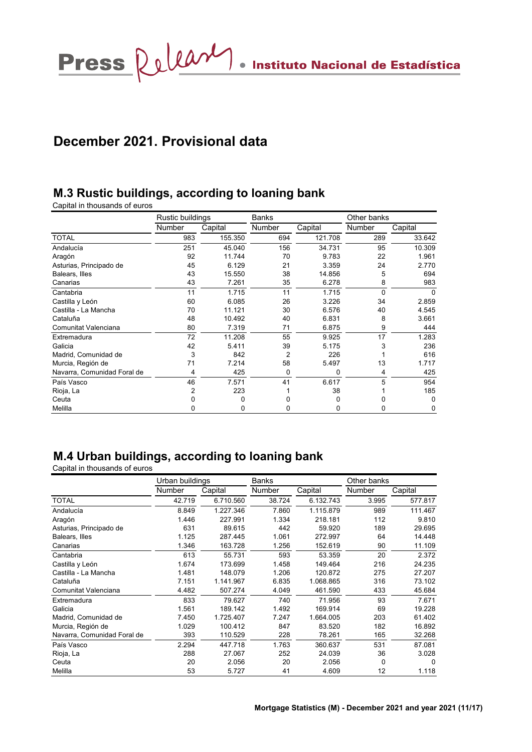## December 2021. Provisional data

### M.3 Rustic buildings, according to loaning bank

Capital in thousands of euros

| | Rustic buildings | | Banks | | Other banks | |
|---|---|---|---|---|---|---|
| | Number | Capital | Number | Capital | Number | Capital |
| TOTAL | 983 | 155.350 | 694 | 121.708 | 289 | 33.642 |
| Andalucía | 251 | 45.040 | 156 | 34.731 | 95 | 10.309 |
| Aragón | 92 | 11.744 | 70 | 9.783 | 22 | 1.961 |
| Asturias, Principado de | 45 | 6.129 | 21 | 3.359 | 24 | 2.770 |
| Balears, Illes | 43 | 15.550 | 38 | 14.856 | 5 | 694 |
| Canarias | 43 | 7.261 | 35 | 6.278 | 8 | 983 |
| Cantabria | 11 | 1.715 | 11 | 1.715 | 0 | 0 |
| Castilla y León | 60 | 6.085 | 26 | 3.226 | 34 | 2.859 |
| Castilla - La Mancha | 70 | 11.121 | 30 | 6.576 | 40 | 4.545 |
| Cataluña | 48 | 10.492 | 40 | 6.831 | 8 | 3.661 |
| Comunitat Valenciana | 80 | 7.319 | 71 | 6.875 | 9 | 444 |
| Extremadura | 72 | 11.208 | 55 | 9.925 | 17 | 1.283 |
| Galicia | 42 | 5.411 | 39 | 5.175 | 3 | 236 |
| Madrid, Comunidad de | 3 | 842 | 2 | 226 | 1 | 616 |
| Murcia, Región de | 71 | 7.214 | 58 | 5.497 | 13 | 1.717 |
| Navarra, Comunidad Foral de | 4 | 425 | 0 | 0 | 4 | 425 |
| País Vasco | 46 | 7.571 | 41 | 6.617 | 5 | 954 |
| Rioja, La | 2 | 223 | 1 | 38 | 1 | 185 |
| Ceuta | 0 | 0 | 0 | 0 | 0 | 0 |
| Melilla | 0 | 0 | 0 | 0 | 0 | 0 |

### M.4 Urban buildings, according to loaning bank

Capital in thousands of euros

| | Urban buildings | | Banks | | Other banks | |
|---|---|---|---|---|---|---|
| | Number | Capital | Number | Capital | Number | Capital |
| TOTAL | 42.719 | 6.710.560 | 38.724 | 6.132.743 | 3.995 | 577.817 |
| Andalucía | 8.849 | 1.227.346 | 7.860 | 1.115.879 | 989 | 111.467 |
| Aragón | 1.446 | 227.991 | 1.334 | 218.181 | 112 | 9.810 |
| Asturias, Principado de | 631 | 89.615 | 442 | 59.920 | 189 | 29.695 |
| Balears, Illes | 1.125 | 287.445 | 1.061 | 272.997 | 64 | 14.448 |
| Canarias | 1.346 | 163.728 | 1.256 | 152.619 | 90 | 11.109 |
| Cantabria | 613 | 55.731 | 593 | 53.359 | 20 | 2.372 |
| Castilla y León | 1.674 | 173.699 | 1.458 | 149.464 | 216 | 24.235 |
| Castilla - La Mancha | 1.481 | 148.079 | 1.206 | 120.872 | 275 | 27.207 |
| Cataluña | 7.151 | 1.141.967 | 6.835 | 1.068.865 | 316 | 73.102 |
| Comunitat Valenciana | 4.482 | 507.274 | 4.049 | 461.590 | 433 | 45.684 |
| Extremadura | 833 | 79.627 | 740 | 71.956 | 93 | 7.671 |
| Galicia | 1.561 | 189.142 | 1.492 | 169.914 | 69 | 19.228 |
| Madrid, Comunidad de | 7.450 | 1.725.407 | 7.247 | 1.664.005 | 203 | 61.402 |
| Murcia, Región de | 1.029 | 100.412 | 847 | 83.520 | 182 | 16.892 |
| Navarra, Comunidad Foral de | 393 | 110.529 | 228 | 78.261 | 165 | 32.268 |
| País Vasco | 2.294 | 447.718 | 1.763 | 360.637 | 531 | 87.081 |
| Rioja, La | 288 | 27.067 | 252 | 24.039 | 36 | 3.028 |
| Ceuta | 20 | 2.056 | 20 | 2.056 | 0 | 0 |
| Melilla | 53 | 5.727 | 41 | 4.609 | 12 | 1.118 |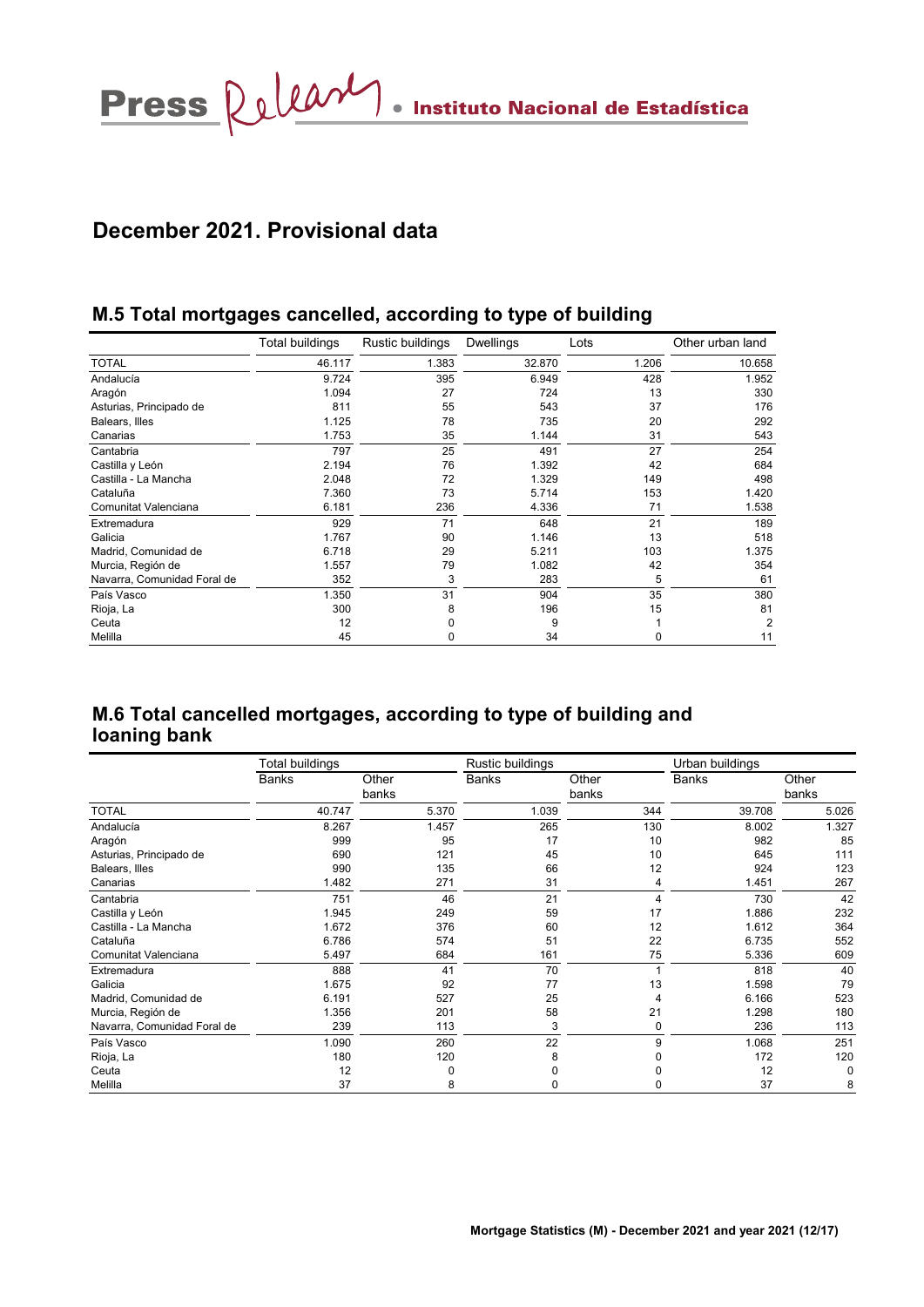## December 2021. Provisional data

### M.5 Total mortgages cancelled, according to type of building

| | Total buildings | Rustic buildings | Dwellings | Lots | Other urban land |
|---|---|---|---|---|---|
| TOTAL | 46.117 | 1.383 | 32.870 | 1.206 | 10.658 |
| Andalucía | 9.724 | 395 | 6.949 | 428 | 1.952 |
| Aragón | 1.094 | 27 | 724 | 13 | 330 |
| Asturias, Principado de | 811 | 55 | 543 | 37 | 176 |
| Balears, Illes | 1.125 | 78 | 735 | 20 | 292 |
| Canarias | 1.753 | 35 | 1.144 | 31 | 543 |
| Cantabria | 797 | 25 | 491 | 27 | 254 |
| Castilla y León | 2.194 | 76 | 1.392 | 42 | 684 |
| Castilla - La Mancha | 2.048 | 72 | 1.329 | 149 | 498 |
| Cataluña | 7.360 | 73 | 5.714 | 153 | 1.420 |
| Comunitat Valenciana | 6.181 | 236 | 4.336 | 71 | 1.538 |
| Extremadura | 929 | 71 | 648 | 21 | 189 |
| Galicia | 1.767 | 90 | 1.146 | 13 | 518 |
| Madrid, Comunidad de | 6.718 | 29 | 5.211 | 103 | 1.375 |
| Murcia, Región de | 1.557 | 79 | 1.082 | 42 | 354 |
| Navarra, Comunidad Foral de | 352 | 3 | 283 | 5 | 61 |
| País Vasco | 1.350 | 31 | 904 | 35 | 380 |
| Rioja, La | 300 | 8 | 196 | 15 | 81 |
| Ceuta | 12 | 0 | 9 | 1 | 2 |
| Melilla | 45 | 0 | 34 | 0 | 11 |

### M.6 Total cancelled mortgages, according to type of building and loaning bank

| | Total buildings | | Rustic buildings | | Urban buildings | |
|---|---|---|---|---|---|---|
| | Banks | Other banks | Banks | Other banks | Banks | Other banks |
| TOTAL | 40.747 | 5.370 | 1.039 | 344 | 39.708 | 5.026 |
| Andalucía | 8.267 | 1.457 | 265 | 130 | 8.002 | 1.327 |
| Aragón | 999 | 95 | 17 | 10 | 982 | 85 |
| Asturias, Principado de | 690 | 121 | 45 | 10 | 645 | 111 |
| Balears, Illes | 990 | 135 | 66 | 12 | 924 | 123 |
| Canarias | 1.482 | 271 | 31 | 4 | 1.451 | 267 |
| Cantabria | 751 | 46 | 21 | 4 | 730 | 42 |
| Castilla y León | 1.945 | 249 | 59 | 17 | 1.886 | 232 |
| Castilla - La Mancha | 1.672 | 376 | 60 | 12 | 1.612 | 364 |
| Cataluña | 6.786 | 574 | 51 | 22 | 6.735 | 552 |
| Comunitat Valenciana | 5.497 | 684 | 161 | 75 | 5.336 | 609 |
| Extremadura | 888 | 41 | 70 | 1 | 818 | 40 |
| Galicia | 1.675 | 92 | 77 | 13 | 1.598 | 79 |
| Madrid, Comunidad de | 6.191 | 527 | 25 | 4 | 6.166 | 523 |
| Murcia, Región de | 1.356 | 201 | 58 | 21 | 1.298 | 180 |
| Navarra, Comunidad Foral de | 239 | 113 | 3 | 0 | 236 | 113 |
| País Vasco | 1.090 | 260 | 22 | 9 | 1.068 | 251 |
| Rioja, La | 180 | 120 | 8 | 0 | 172 | 120 |
| Ceuta | 12 | 0 | 0 | 0 | 12 | 0 |
| Melilla | 37 | 8 | 0 | 0 | 37 | 8 |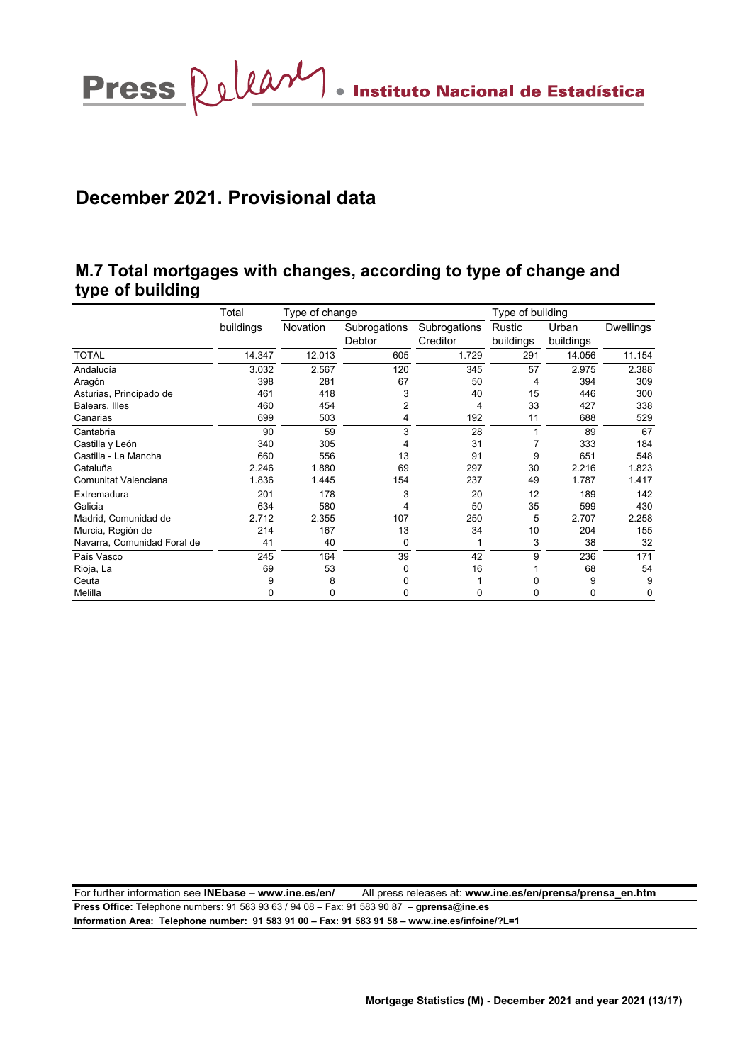## December 2021. Provisional data

## M.7 Total mortgages with changes, according to type of change and type of building

| | Total buildings | Type of change Novation | Subrogations Debtor | Subrogations Creditor | Type of building Rustic buildings | Urban buildings | Dwellings |
|---|---|---|---|---|---|---|---|
| TOTAL | 14.347 | 12.013 | 605 | 1.729 | 291 | 14.056 | 11.154 |
| Andalucía | 3.032 | 2.567 | 120 | 345 | 57 | 2.975 | 2.388 |
| Aragón | 398 | 281 | 67 | 50 | 4 | 394 | 309 |
| Asturias, Principado de | 461 | 418 | 3 | 40 | 15 | 446 | 300 |
| Balears, Illes | 460 | 454 | 2 | 4 | 33 | 427 | 338 |
| Canarias | 699 | 503 | 4 | 192 | 11 | 688 | 529 |
| Cantabria | 90 | 59 | 3 | 28 | 1 | 89 | 67 |
| Castilla y León | 340 | 305 | 4 | 31 | 7 | 333 | 184 |
| Castilla - La Mancha | 660 | 556 | 13 | 91 | 9 | 651 | 548 |
| Cataluña | 2.246 | 1.880 | 69 | 297 | 30 | 2.216 | 1.823 |
| Comunitat Valenciana | 1.836 | 1.445 | 154 | 237 | 49 | 1.787 | 1.417 |
| Extremadura | 201 | 178 | 3 | 20 | 12 | 189 | 142 |
| Galicia | 634 | 580 | 4 | 50 | 35 | 599 | 430 |
| Madrid, Comunidad de | 2.712 | 2.355 | 107 | 250 | 5 | 2.707 | 2.258 |
| Murcia, Región de | 214 | 167 | 13 | 34 | 10 | 204 | 155 |
| Navarra, Comunidad Foral de | 41 | 40 | 0 | 1 | 3 | 38 | 32 |
| País Vasco | 245 | 164 | 39 | 42 | 9 | 236 | 171 |
| Rioja, La | 69 | 53 | 0 | 16 | 1 | 68 | 54 |
| Ceuta | 9 | 8 | 0 | 1 | 0 | 9 | 9 |
| Melilla | 0 | 0 | 0 | 0 | 0 | 0 | 0 |

For further information see **INEbase – www.ine.es/en/** All press releases at: **www.ine.es/en/prensa/prensa_en.htm**
**Press Office:** Telephone numbers: 91 583 93 63 / 94 08 – Fax: 91 583 90 87 – **gprensa@ine.es**
**Information Area: Telephone number: 91 583 91 00 – Fax: 91 583 91 58 – www.ine.es/infoine/?L=1**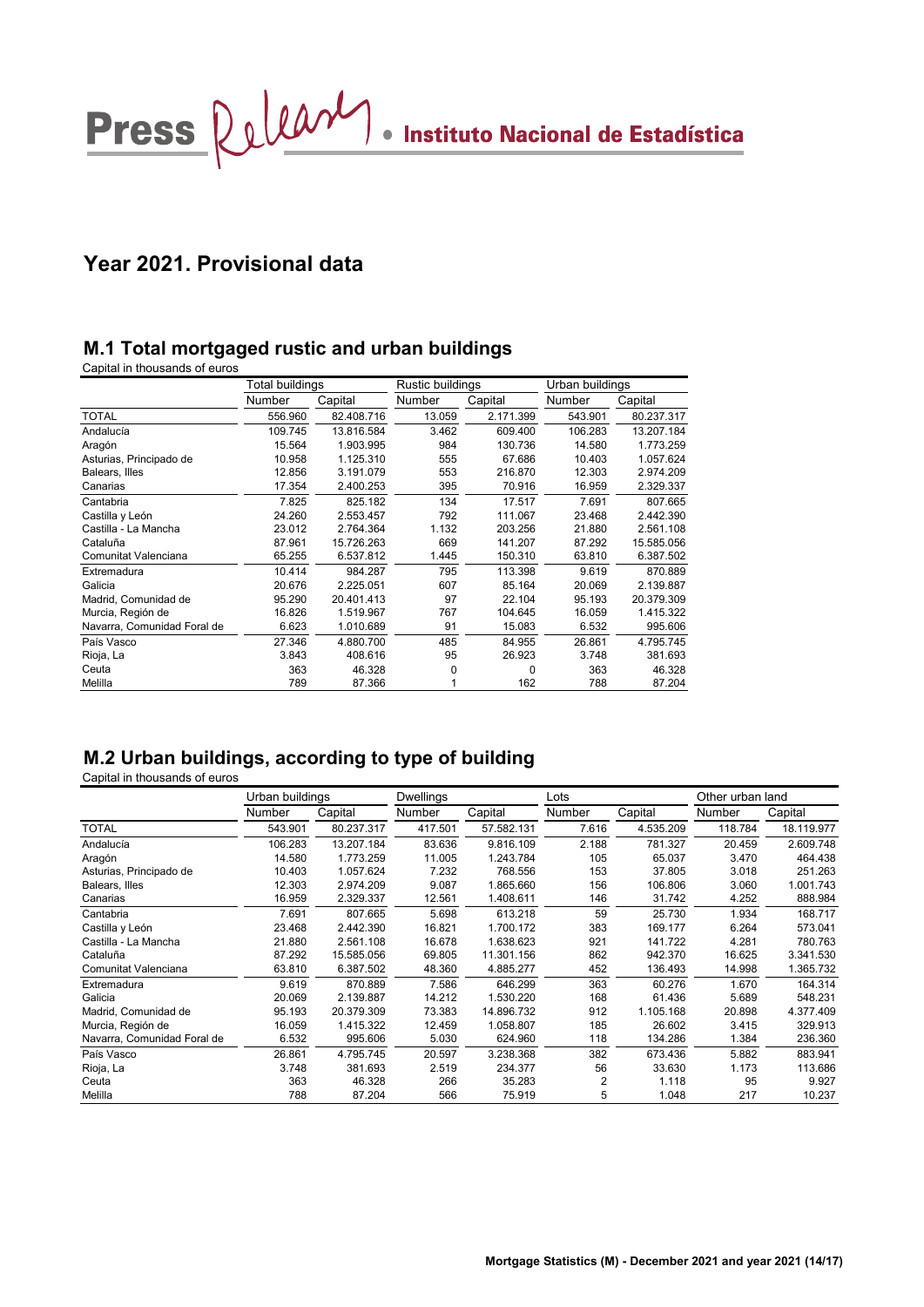## Year 2021. Provisional data

### M.1 Total mortgaged rustic and urban buildings

Capital in thousands of euros

| | Total buildings | | Rustic buildings | | Urban buildings | |
|---|---|---|---|---|---|---|
| | Number | Capital | Number | Capital | Number | Capital |
| TOTAL | 556.960 | 82.408.716 | 13.059 | 2.171.399 | 543.901 | 80.237.317 |
| Andalucía | 109.745 | 13.816.584 | 3.462 | 609.400 | 106.283 | 13.207.184 |
| Aragón | 15.564 | 1.903.995 | 984 | 130.736 | 14.580 | 1.773.259 |
| Asturias, Principado de | 10.958 | 1.125.310 | 555 | 67.686 | 10.403 | 1.057.624 |
| Balears, Illes | 12.856 | 3.191.079 | 553 | 216.870 | 12.303 | 2.974.209 |
| Canarias | 17.354 | 2.400.253 | 395 | 70.916 | 16.959 | 2.329.337 |
| Cantabria | 7.825 | 825.182 | 134 | 17.517 | 7.691 | 807.665 |
| Castilla y León | 24.260 | 2.553.457 | 792 | 111.067 | 23.468 | 2.442.390 |
| Castilla - La Mancha | 23.012 | 2.764.364 | 1.132 | 203.256 | 21.880 | 2.561.108 |
| Cataluña | 87.961 | 15.726.263 | 669 | 141.207 | 87.292 | 15.585.056 |
| Comunitat Valenciana | 65.255 | 6.537.812 | 1.445 | 150.310 | 63.810 | 6.387.502 |
| Extremadura | 10.414 | 984.287 | 795 | 113.398 | 9.619 | 870.889 |
| Galicia | 20.676 | 2.225.051 | 607 | 85.164 | 20.069 | 2.139.887 |
| Madrid, Comunidad de | 95.290 | 20.401.413 | 97 | 22.104 | 95.193 | 20.379.309 |
| Murcia, Región de | 16.826 | 1.519.967 | 767 | 104.645 | 16.059 | 1.415.322 |
| Navarra, Comunidad Foral de | 6.623 | 1.010.689 | 91 | 15.083 | 6.532 | 995.606 |
| País Vasco | 27.346 | 4.880.700 | 485 | 84.955 | 26.861 | 4.795.745 |
| Rioja, La | 3.843 | 408.616 | 95 | 26.923 | 3.748 | 381.693 |
| Ceuta | 363 | 46.328 | 0 | 0 | 363 | 46.328 |
| Melilla | 789 | 87.366 | 1 | 162 | 788 | 87.204 |

### M.2 Urban buildings, according to type of building

Capital in thousands of euros

| | Urban buildings | | Dwellings | | Lots | | Other urban land | |
|---|---|---|---|---|---|---|---|---|
| | Number | Capital | Number | Capital | Number | Capital | Number | Capital |
| TOTAL | 543.901 | 80.237.317 | 417.501 | 57.582.131 | 7.616 | 4.535.209 | 118.784 | 18.119.977 |
| Andalucía | 106.283 | 13.207.184 | 83.636 | 9.816.109 | 2.188 | 781.327 | 20.459 | 2.609.748 |
| Aragón | 14.580 | 1.773.259 | 11.005 | 1.243.784 | 105 | 65.037 | 3.470 | 464.438 |
| Asturias, Principado de | 10.403 | 1.057.624 | 7.232 | 768.556 | 153 | 37.805 | 3.018 | 251.263 |
| Balears, Illes | 12.303 | 2.974.209 | 9.087 | 1.865.660 | 156 | 106.806 | 3.060 | 1.001.743 |
| Canarias | 16.959 | 2.329.337 | 12.561 | 1.408.611 | 146 | 31.742 | 4.252 | 888.984 |
| Cantabria | 7.691 | 807.665 | 5.698 | 613.218 | 59 | 25.730 | 1.934 | 168.717 |
| Castilla y León | 23.468 | 2.442.390 | 16.821 | 1.700.172 | 383 | 169.177 | 6.264 | 573.041 |
| Castilla - La Mancha | 21.880 | 2.561.108 | 16.678 | 1.638.623 | 921 | 141.722 | 4.281 | 780.763 |
| Cataluña | 87.292 | 15.585.056 | 69.805 | 11.301.156 | 862 | 942.370 | 16.625 | 3.341.530 |
| Comunitat Valenciana | 63.810 | 6.387.502 | 48.360 | 4.885.277 | 452 | 136.493 | 14.998 | 1.365.732 |
| Extremadura | 9.619 | 870.889 | 7.586 | 646.299 | 363 | 60.276 | 1.670 | 164.314 |
| Galicia | 20.069 | 2.139.887 | 14.212 | 1.530.220 | 168 | 61.436 | 5.689 | 548.231 |
| Madrid, Comunidad de | 95.193 | 20.379.309 | 73.383 | 14.896.732 | 912 | 1.105.168 | 20.898 | 4.377.409 |
| Murcia, Región de | 16.059 | 1.415.322 | 12.459 | 1.058.807 | 185 | 26.602 | 3.415 | 329.913 |
| Navarra, Comunidad Foral de | 6.532 | 995.606 | 5.030 | 624.960 | 118 | 134.286 | 1.384 | 236.360 |
| País Vasco | 26.861 | 4.795.745 | 20.597 | 3.238.368 | 382 | 673.436 | 5.882 | 883.941 |
| Rioja, La | 3.748 | 381.693 | 2.519 | 234.377 | 56 | 33.630 | 1.173 | 113.686 |
| Ceuta | 363 | 46.328 | 266 | 35.283 | 2 | 1.118 | 95 | 9.927 |
| Melilla | 788 | 87.204 | 566 | 75.919 | 5 | 1.048 | 217 | 10.237 |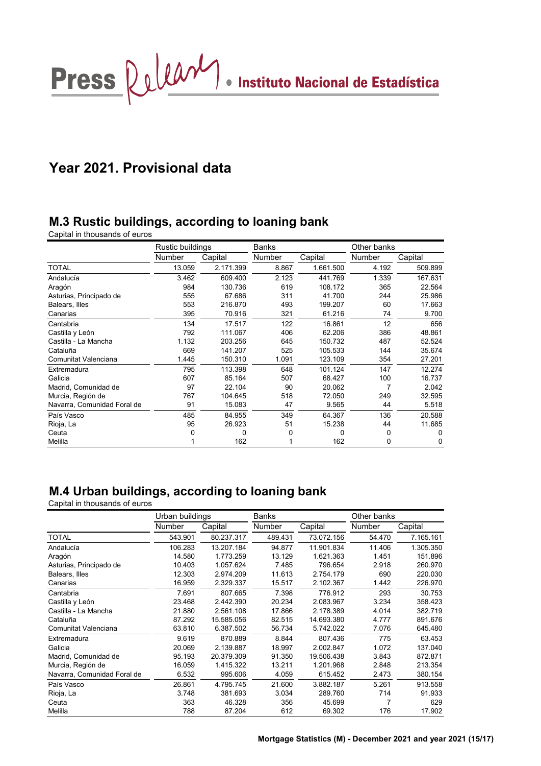## Year 2021. Provisional data

### M.3 Rustic buildings, according to loaning bank

Capital in thousands of euros

| | Rustic buildings | | Banks | | Other banks | |
|---|---|---|---|---|---|---|
| | Number | Capital | Number | Capital | Number | Capital |
| TOTAL | 13.059 | 2.171.399 | 8.867 | 1.661.500 | 4.192 | 509.899 |
| Andalucía | 3.462 | 609.400 | 2.123 | 441.769 | 1.339 | 167.631 |
| Aragón | 984 | 130.736 | 619 | 108.172 | 365 | 22.564 |
| Asturias, Principado de | 555 | 67.686 | 311 | 41.700 | 244 | 25.986 |
| Balears, Illes | 553 | 216.870 | 493 | 199.207 | 60 | 17.663 |
| Canarias | 395 | 70.916 | 321 | 61.216 | 74 | 9.700 |
| Cantabria | 134 | 17.517 | 122 | 16.861 | 12 | 656 |
| Castilla y León | 792 | 111.067 | 406 | 62.206 | 386 | 48.861 |
| Castilla - La Mancha | 1.132 | 203.256 | 645 | 150.732 | 487 | 52.524 |
| Cataluña | 669 | 141.207 | 525 | 105.533 | 144 | 35.674 |
| Comunitat Valenciana | 1.445 | 150.310 | 1.091 | 123.109 | 354 | 27.201 |
| Extremadura | 795 | 113.398 | 648 | 101.124 | 147 | 12.274 |
| Galicia | 607 | 85.164 | 507 | 68.427 | 100 | 16.737 |
| Madrid, Comunidad de | 97 | 22.104 | 90 | 20.062 | 7 | 2.042 |
| Murcia, Región de | 767 | 104.645 | 518 | 72.050 | 249 | 32.595 |
| Navarra, Comunidad Foral de | 91 | 15.083 | 47 | 9.565 | 44 | 5.518 |
| País Vasco | 485 | 84.955 | 349 | 64.367 | 136 | 20.588 |
| Rioja, La | 95 | 26.923 | 51 | 15.238 | 44 | 11.685 |
| Ceuta | 0 | 0 | 0 | 0 | 0 | 0 |
| Melilla | 1 | 162 | 1 | 162 | 0 | 0 |

### M.4 Urban buildings, according to loaning bank

Capital in thousands of euros

| | Urban buildings | | Banks | | Other banks | |
|---|---|---|---|---|---|---|
| | Number | Capital | Number | Capital | Number | Capital |
| TOTAL | 543.901 | 80.237.317 | 489.431 | 73.072.156 | 54.470 | 7.165.161 |
| Andalucía | 106.283 | 13.207.184 | 94.877 | 11.901.834 | 11.406 | 1.305.350 |
| Aragón | 14.580 | 1.773.259 | 13.129 | 1.621.363 | 1.451 | 151.896 |
| Asturias, Principado de | 10.403 | 1.057.624 | 7.485 | 796.654 | 2.918 | 260.970 |
| Balears, Illes | 12.303 | 2.974.209 | 11.613 | 2.754.179 | 690 | 220.030 |
| Canarias | 16.959 | 2.329.337 | 15.517 | 2.102.367 | 1.442 | 226.970 |
| Cantabria | 7.691 | 807.665 | 7.398 | 776.912 | 293 | 30.753 |
| Castilla y León | 23.468 | 2.442.390 | 20.234 | 2.083.967 | 3.234 | 358.423 |
| Castilla - La Mancha | 21.880 | 2.561.108 | 17.866 | 2.178.389 | 4.014 | 382.719 |
| Cataluña | 87.292 | 15.585.056 | 82.515 | 14.693.380 | 4.777 | 891.676 |
| Comunitat Valenciana | 63.810 | 6.387.502 | 56.734 | 5.742.022 | 7.076 | 645.480 |
| Extremadura | 9.619 | 870.889 | 8.844 | 807.436 | 775 | 63.453 |
| Galicia | 20.069 | 2.139.887 | 18.997 | 2.002.847 | 1.072 | 137.040 |
| Madrid, Comunidad de | 95.193 | 20.379.309 | 91.350 | 19.506.438 | 3.843 | 872.871 |
| Murcia, Región de | 16.059 | 1.415.322 | 13.211 | 1.201.968 | 2.848 | 213.354 |
| Navarra, Comunidad Foral de | 6.532 | 995.606 | 4.059 | 615.452 | 2.473 | 380.154 |
| País Vasco | 26.861 | 4.795.745 | 21.600 | 3.882.187 | 5.261 | 913.558 |
| Rioja, La | 3.748 | 381.693 | 3.034 | 289.760 | 714 | 91.933 |
| Ceuta | 363 | 46.328 | 356 | 45.699 | 7 | 629 |
| Melilla | 788 | 87.204 | 612 | 69.302 | 176 | 17.902 |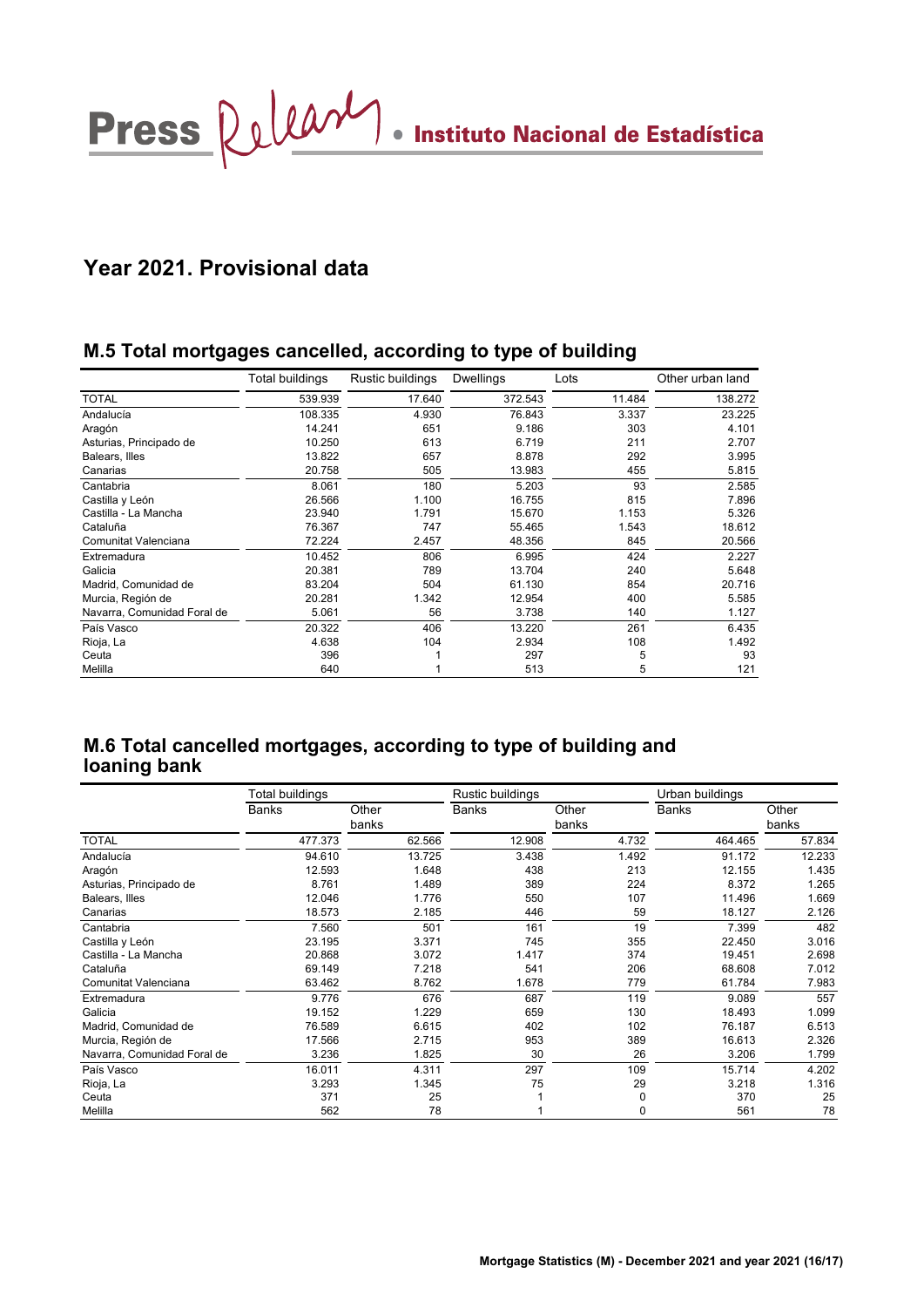## Year 2021. Provisional data

### M.5 Total mortgages cancelled, according to type of building

| | Total buildings | Rustic buildings | Dwellings | Lots | Other urban land |
|---|---|---|---|---|---|
| TOTAL | 539.939 | 17.640 | 372.543 | 11.484 | 138.272 |
| Andalucía | 108.335 | 4.930 | 76.843 | 3.337 | 23.225 |
| Aragón | 14.241 | 651 | 9.186 | 303 | 4.101 |
| Asturias, Principado de | 10.250 | 613 | 6.719 | 211 | 2.707 |
| Balears, Illes | 13.822 | 657 | 8.878 | 292 | 3.995 |
| Canarias | 20.758 | 505 | 13.983 | 455 | 5.815 |
| Cantabria | 8.061 | 180 | 5.203 | 93 | 2.585 |
| Castilla y León | 26.566 | 1.100 | 16.755 | 815 | 7.896 |
| Castilla - La Mancha | 23.940 | 1.791 | 15.670 | 1.153 | 5.326 |
| Cataluña | 76.367 | 747 | 55.465 | 1.543 | 18.612 |
| Comunitat Valenciana | 72.224 | 2.457 | 48.356 | 845 | 20.566 |
| Extremadura | 10.452 | 806 | 6.995 | 424 | 2.227 |
| Galicia | 20.381 | 789 | 13.704 | 240 | 5.648 |
| Madrid, Comunidad de | 83.204 | 504 | 61.130 | 854 | 20.716 |
| Murcia, Región de | 20.281 | 1.342 | 12.954 | 400 | 5.585 |
| Navarra, Comunidad Foral de | 5.061 | 56 | 3.738 | 140 | 1.127 |
| País Vasco | 20.322 | 406 | 13.220 | 261 | 6.435 |
| Rioja, La | 4.638 | 104 | 2.934 | 108 | 1.492 |
| Ceuta | 396 | 1 | 297 | 5 | 93 |
| Melilla | 640 | 1 | 513 | 5 | 121 |

### M.6 Total cancelled mortgages, according to type of building and loaning bank

| | Total buildings | | Rustic buildings | | Urban buildings | |
|---|---|---|---|---|---|---|
| | Banks | Other banks | Banks | Other banks | Banks | Other banks |
| TOTAL | 477.373 | 62.566 | 12.908 | 4.732 | 464.465 | 57.834 |
| Andalucía | 94.610 | 13.725 | 3.438 | 1.492 | 91.172 | 12.233 |
| Aragón | 12.593 | 1.648 | 438 | 213 | 12.155 | 1.435 |
| Asturias, Principado de | 8.761 | 1.489 | 389 | 224 | 8.372 | 1.265 |
| Balears, Illes | 12.046 | 1.776 | 550 | 107 | 11.496 | 1.669 |
| Canarias | 18.573 | 2.185 | 446 | 59 | 18.127 | 2.126 |
| Cantabria | 7.560 | 501 | 161 | 19 | 7.399 | 482 |
| Castilla y León | 23.195 | 3.371 | 745 | 355 | 22.450 | 3.016 |
| Castilla - La Mancha | 20.868 | 3.072 | 1.417 | 374 | 19.451 | 2.698 |
| Cataluña | 69.149 | 7.218 | 541 | 206 | 68.608 | 7.012 |
| Comunitat Valenciana | 63.462 | 8.762 | 1.678 | 779 | 61.784 | 7.983 |
| Extremadura | 9.776 | 676 | 687 | 119 | 9.089 | 557 |
| Galicia | 19.152 | 1.229 | 659 | 130 | 18.493 | 1.099 |
| Madrid, Comunidad de | 76.589 | 6.615 | 402 | 102 | 76.187 | 6.513 |
| Murcia, Región de | 17.566 | 2.715 | 953 | 389 | 16.613 | 2.326 |
| Navarra, Comunidad Foral de | 3.236 | 1.825 | 30 | 26 | 3.206 | 1.799 |
| País Vasco | 16.011 | 4.311 | 297 | 109 | 15.714 | 4.202 |
| Rioja, La | 3.293 | 1.345 | 75 | 29 | 3.218 | 1.316 |
| Ceuta | 371 | 25 | 1 | 0 | 370 | 25 |
| Melilla | 562 | 78 | 1 | 0 | 561 | 78 |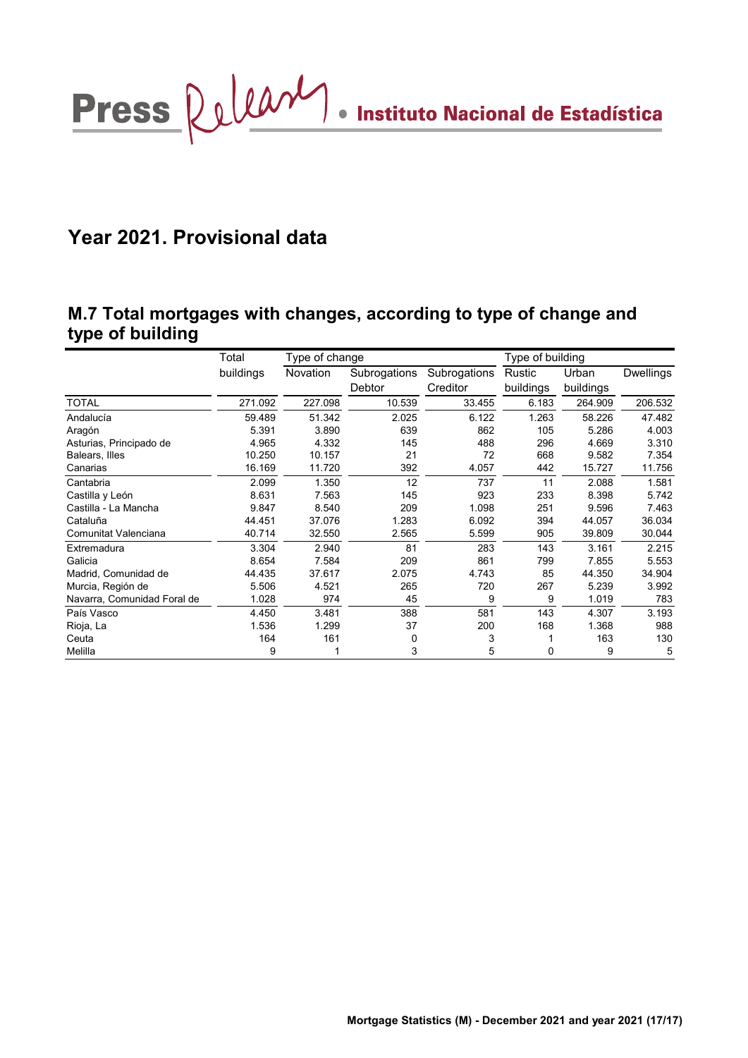## Year 2021. Provisional data

## M.7 Total mortgages with changes, according to type of change and type of building

| | Total | Type of change | | | Type of building | | |
|---|---|---|---|---|---|---|---|
| | buildings | Novation | Subrogations Debtor | Subrogations Creditor | Rustic buildings | Urban buildings | Dwellings |
| TOTAL | 271.092 | 227.098 | 10.539 | 33.455 | 6.183 | 264.909 | 206.532 |
| Andalucía | 59.489 | 51.342 | 2.025 | 6.122 | 1.263 | 58.226 | 47.482 |
| Aragón | 5.391 | 3.890 | 639 | 862 | 105 | 5.286 | 4.003 |
| Asturias, Principado de | 4.965 | 4.332 | 145 | 488 | 296 | 4.669 | 3.310 |
| Balears, Illes | 10.250 | 10.157 | 21 | 72 | 668 | 9.582 | 7.354 |
| Canarias | 16.169 | 11.720 | 392 | 4.057 | 442 | 15.727 | 11.756 |
| Cantabria | 2.099 | 1.350 | 12 | 737 | 11 | 2.088 | 1.581 |
| Castilla y León | 8.631 | 7.563 | 145 | 923 | 233 | 8.398 | 5.742 |
| Castilla - La Mancha | 9.847 | 8.540 | 209 | 1.098 | 251 | 9.596 | 7.463 |
| Cataluña | 44.451 | 37.076 | 1.283 | 6.092 | 394 | 44.057 | 36.034 |
| Comunitat Valenciana | 40.714 | 32.550 | 2.565 | 5.599 | 905 | 39.809 | 30.044 |
| Extremadura | 3.304 | 2.940 | 81 | 283 | 143 | 3.161 | 2.215 |
| Galicia | 8.654 | 7.584 | 209 | 861 | 799 | 7.855 | 5.553 |
| Madrid, Comunidad de | 44.435 | 37.617 | 2.075 | 4.743 | 85 | 44.350 | 34.904 |
| Murcia, Región de | 5.506 | 4.521 | 265 | 720 | 267 | 5.239 | 3.992 |
| Navarra, Comunidad Foral de | 1.028 | 974 | 45 | 9 | 9 | 1.019 | 783 |
| País Vasco | 4.450 | 3.481 | 388 | 581 | 143 | 4.307 | 3.193 |
| Rioja, La | 1.536 | 1.299 | 37 | 200 | 168 | 1.368 | 988 |
| Ceuta | 164 | 161 | 0 | 3 | 1 | 163 | 130 |
| Melilla | 9 | 1 | 3 | 5 | 0 | 9 | 5 |